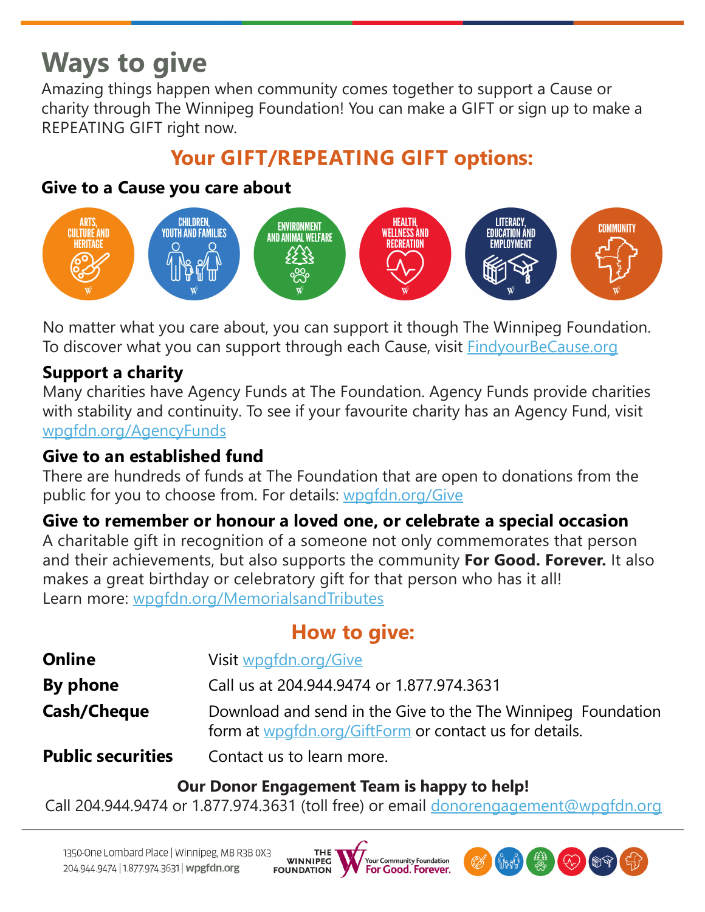# Ways to give

Amazing things happen when community comes together to support a Cause or charity through The Winnipeg Foundation! You can make a GIFT or sign up to make a REPEATING GIFT right now.

## Your GIFT/REPEATING GIFT options:

### Give to a Cause you care about

ARTS, CULTURE AND HERITAGE | CHILDREN, YOUTH AND FAMILIES | ENVIRONMENT AND ANIMAL WELFARE | HEALTH, WELLNESS AND RECREATION | LITERACY, EDUCATION AND EMPLOYMENT | COMMUNITY

No matter what you care about, you can support it though The Winnipeg Foundation. To discover what you can support through each Cause, visit FindyourBeCause.org

### Support a charity

Many charities have Agency Funds at The Foundation. Agency Funds provide charities with stability and continuity. To see if your favourite charity has an Agency Fund, visit wpgfdn.org/AgencyFunds

### Give to an established fund

There are hundreds of funds at The Foundation that are open to donations from the public for you to choose from. For details: wpgfdn.org/Give

### Give to remember or honour a loved one, or celebrate a special occasion

A charitable gift in recognition of a someone not only commemorates that person and their achievements, but also supports the community **For Good. Forever.** It also makes a great birthday or celebratory gift for that person who has it all!
Learn more: wpgfdn.org/MemorialsandTributes

## How to give:

| | |
|---|---|
| **Online** | Visit wpgfdn.org/Give |
| **By phone** | Call us at 204.944.9474 or 1.877.974.3631 |
| **Cash/Cheque** | Download and send in the Give to the The Winnipeg Foundation form at wpgfdn.org/GiftForm or contact us for details. |
| **Public securities** | Contact us to learn more. |

**Our Donor Engagement Team is happy to help!**
Call 204.944.9474 or 1.877.974.3631 (toll free) or email donorengagement@wpgfdn.org

1350-One Lombard Place | Winnipeg, MB R3B 0X3
204.944.9474 | 1.877.974.3631 | **wpgfdn.org**

THE WINNIPEG FOUNDATION — Your Community Foundation For Good. Forever.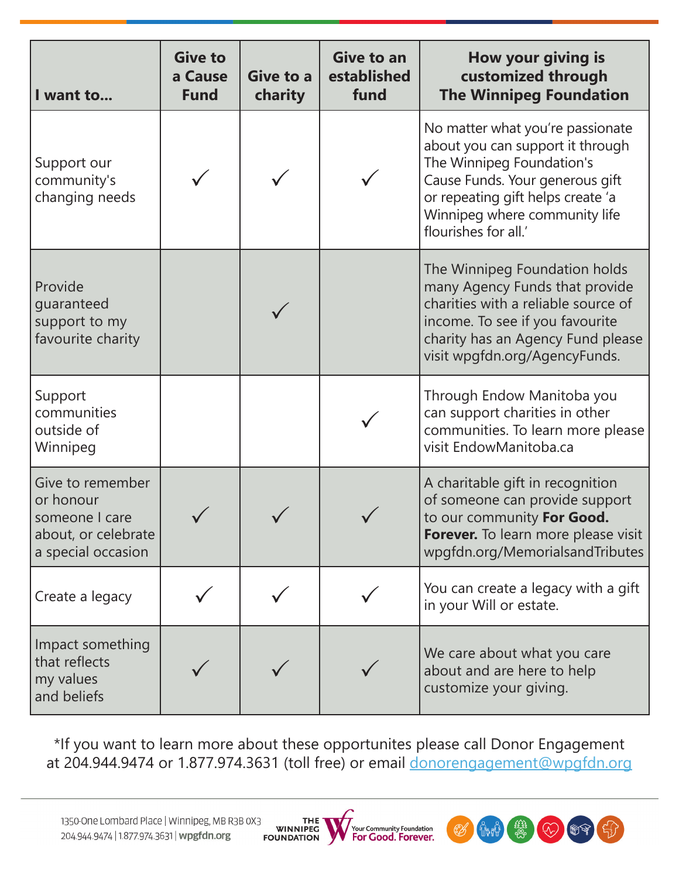| I want to... | Give to a Cause Fund | Give to a charity | Give to an established fund | How your giving is customized through The Winnipeg Foundation |
|---|---|---|---|---|
| Support our community's changing needs | ✓ | ✓ | ✓ | No matter what you're passionate about you can support it through The Winnipeg Foundation's Cause Funds. Your generous gift or repeating gift helps create 'a Winnipeg where community life flourishes for all.' |
| Provide guaranteed support to my favourite charity | | ✓ | | The Winnipeg Foundation holds many Agency Funds that provide charities with a reliable source of income. To see if you favourite charity has an Agency Fund please visit wpgfdn.org/AgencyFunds. |
| Support communities outside of Winnipeg | | | ✓ | Through Endow Manitoba you can support charities in other communities. To learn more please visit EndowManitoba.ca |
| Give to remember or honour someone I care about, or celebrate a special occasion | ✓ | ✓ | ✓ | A charitable gift in recognition of someone can provide support to our community **For Good. Forever.** To learn more please visit wpgfdn.org/MemorialsandTributes |
| Create a legacy | ✓ | ✓ | ✓ | You can create a legacy with a gift in your Will or estate. |
| Impact something that reflects my values and beliefs | ✓ | ✓ | ✓ | We care about what you care about and are here to help customize your giving. |

*If you want to learn more about these opportunites please call Donor Engagement at 204.944.9474 or 1.877.974.3631 (toll free) or email donorengagement@wpgfdn.org

1350-One Lombard Place | Winnipeg, MB R3B 0X3
204.944.9474 | 1.877.974.3631 | **wpgfdn.org**

THE WINNIPEG FOUNDATION — Your Community Foundation For Good. Forever.